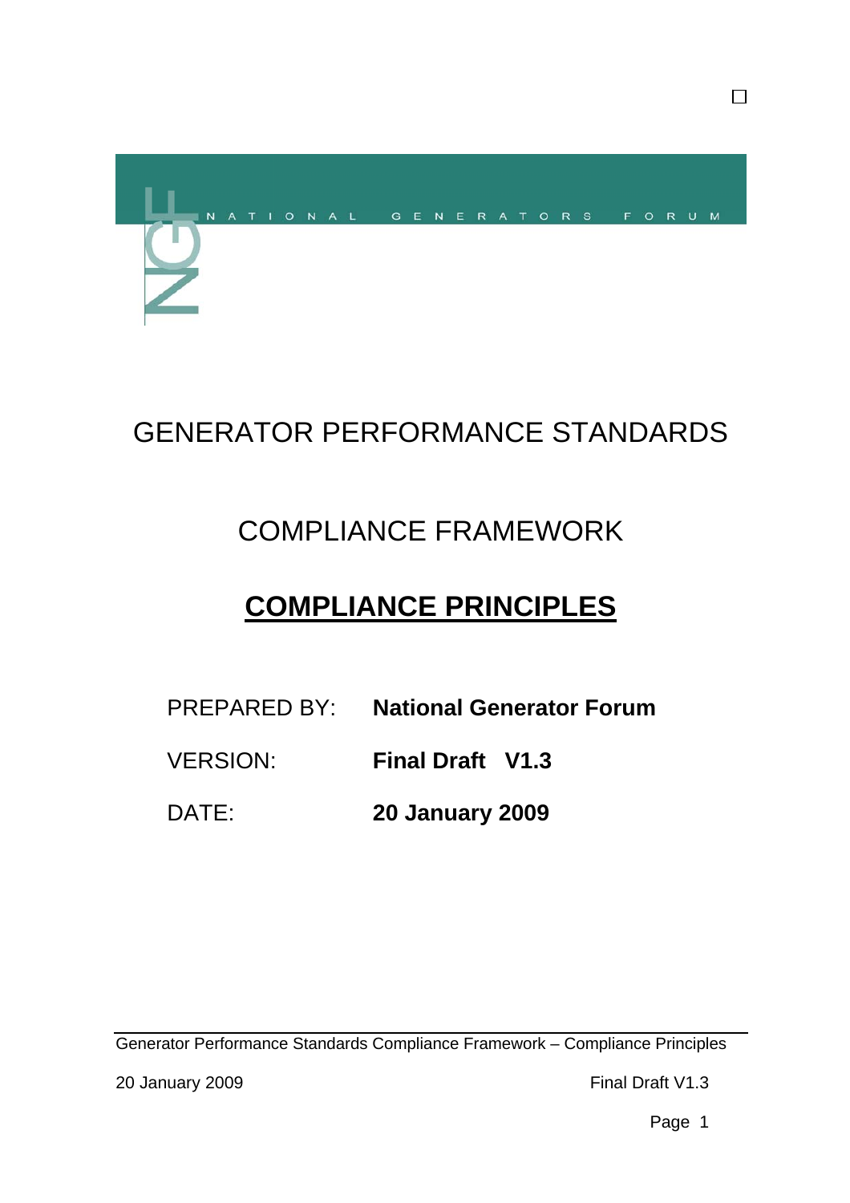NATIONAL GENERATORS FORUM

# GENERATOR PERFORMANCE STANDARDS

# COMPLIANCE FRAMEWORK

# COMPLIANCE PRINCIPLES

PREPARED BY: **National Generator Forum**

VERSION: **Final Draft V1.3**

DATE: **20 January 2009**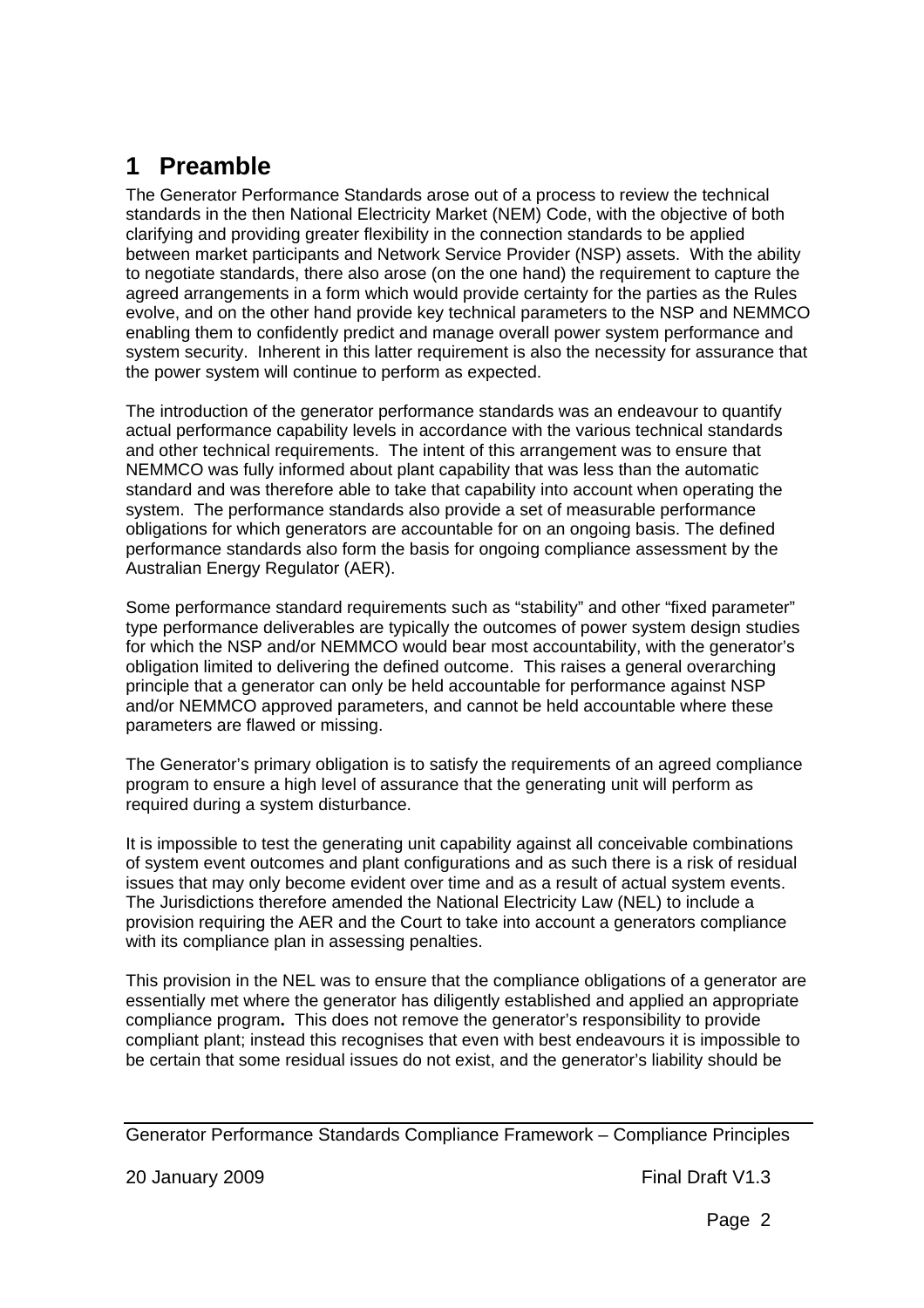# 1 Preamble

The Generator Performance Standards arose out of a process to review the technical standards in the then National Electricity Market (NEM) Code, with the objective of both clarifying and providing greater flexibility in the connection standards to be applied between market participants and Network Service Provider (NSP) assets. With the ability to negotiate standards, there also arose (on the one hand) the requirement to capture the agreed arrangements in a form which would provide certainty for the parties as the Rules evolve, and on the other hand provide key technical parameters to the NSP and NEMMCO enabling them to confidently predict and manage overall power system performance and system security. Inherent in this latter requirement is also the necessity for assurance that the power system will continue to perform as expected.

The introduction of the generator performance standards was an endeavour to quantify actual performance capability levels in accordance with the various technical standards and other technical requirements. The intent of this arrangement was to ensure that NEMMCO was fully informed about plant capability that was less than the automatic standard and was therefore able to take that capability into account when operating the system. The performance standards also provide a set of measurable performance obligations for which generators are accountable for on an ongoing basis. The defined performance standards also form the basis for ongoing compliance assessment by the Australian Energy Regulator (AER).

Some performance standard requirements such as "stability" and other "fixed parameter" type performance deliverables are typically the outcomes of power system design studies for which the NSP and/or NEMMCO would bear most accountability, with the generator's obligation limited to delivering the defined outcome. This raises a general overarching principle that a generator can only be held accountable for performance against NSP and/or NEMMCO approved parameters, and cannot be held accountable where these parameters are flawed or missing.

The Generator's primary obligation is to satisfy the requirements of an agreed compliance program to ensure a high level of assurance that the generating unit will perform as required during a system disturbance.

It is impossible to test the generating unit capability against all conceivable combinations of system event outcomes and plant configurations and as such there is a risk of residual issues that may only become evident over time and as a result of actual system events. The Jurisdictions therefore amended the National Electricity Law (NEL) to include a provision requiring the AER and the Court to take into account a generators compliance with its compliance plan in assessing penalties.

This provision in the NEL was to ensure that the compliance obligations of a generator are essentially met where the generator has diligently established and applied an appropriate compliance program**.** This does not remove the generator's responsibility to provide compliant plant; instead this recognises that even with best endeavours it is impossible to be certain that some residual issues do not exist, and the generator's liability should be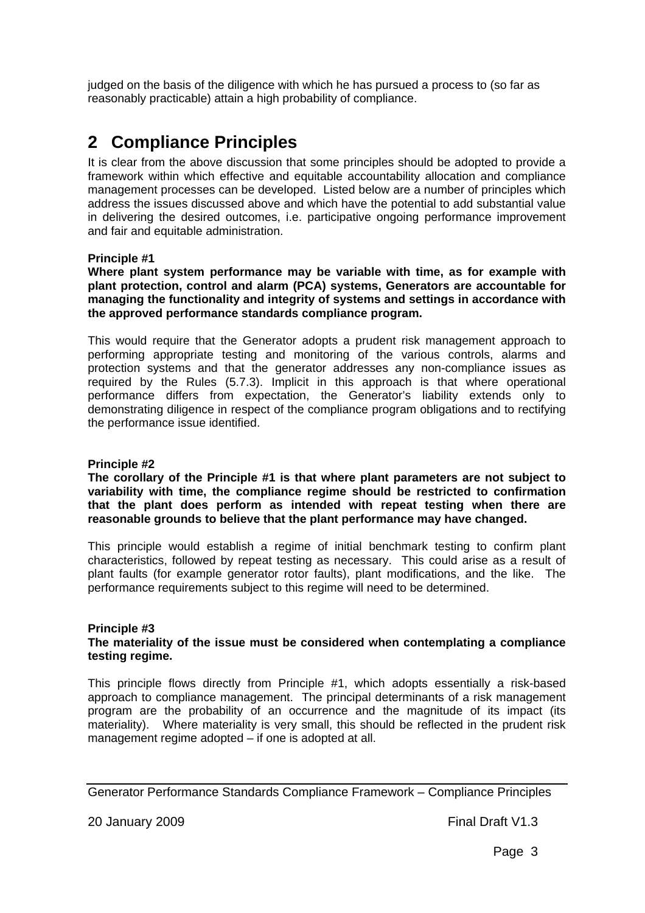judged on the basis of the diligence with which he has pursued a process to (so far as reasonably practicable) attain a high probability of compliance.

# 2 Compliance Principles

It is clear from the above discussion that some principles should be adopted to provide a framework within which effective and equitable accountability allocation and compliance management processes can be developed. Listed below are a number of principles which address the issues discussed above and which have the potential to add substantial value in delivering the desired outcomes, i.e. participative ongoing performance improvement and fair and equitable administration.

**Principle #1**

**Where plant system performance may be variable with time, as for example with plant protection, control and alarm (PCA) systems, Generators are accountable for managing the functionality and integrity of systems and settings in accordance with the approved performance standards compliance program.**

This would require that the Generator adopts a prudent risk management approach to performing appropriate testing and monitoring of the various controls, alarms and protection systems and that the generator addresses any non-compliance issues as required by the Rules (5.7.3). Implicit in this approach is that where operational performance differs from expectation, the Generator's liability extends only to demonstrating diligence in respect of the compliance program obligations and to rectifying the performance issue identified.

**Principle #2**

**The corollary of the Principle #1 is that where plant parameters are not subject to variability with time, the compliance regime should be restricted to confirmation that the plant does perform as intended with repeat testing when there are reasonable grounds to believe that the plant performance may have changed.**

This principle would establish a regime of initial benchmark testing to confirm plant characteristics, followed by repeat testing as necessary. This could arise as a result of plant faults (for example generator rotor faults), plant modifications, and the like. The performance requirements subject to this regime will need to be determined.

**Principle #3**

**The materiality of the issue must be considered when contemplating a compliance testing regime.**

This principle flows directly from Principle #1, which adopts essentially a risk-based approach to compliance management. The principal determinants of a risk management program are the probability of an occurrence and the magnitude of its impact (its materiality). Where materiality is very small, this should be reflected in the prudent risk management regime adopted – if one is adopted at all.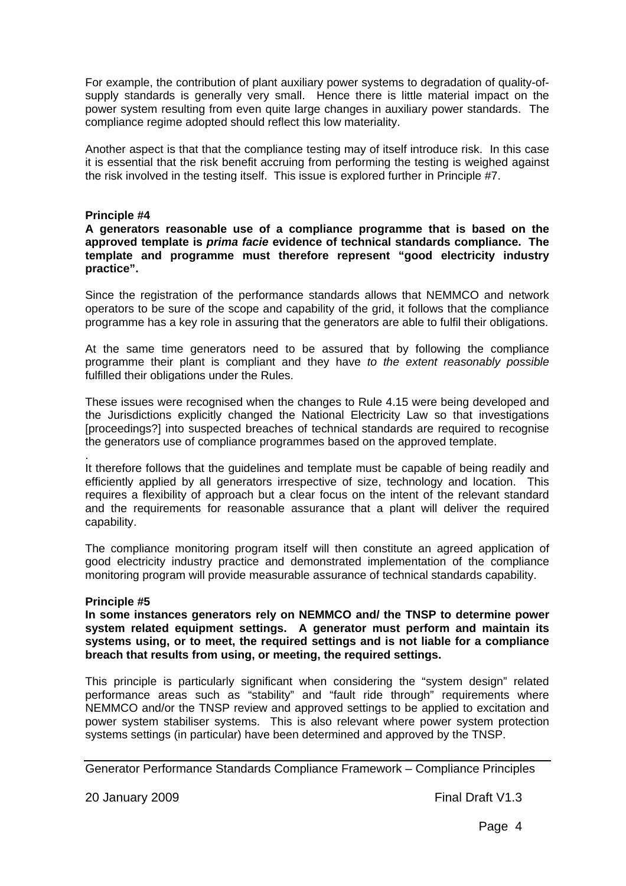For example, the contribution of plant auxiliary power systems to degradation of quality-of-supply standards is generally very small. Hence there is little material impact on the power system resulting from even quite large changes in auxiliary power standards. The compliance regime adopted should reflect this low materiality.

Another aspect is that that the compliance testing may of itself introduce risk. In this case it is essential that the risk benefit accruing from performing the testing is weighed against the risk involved in the testing itself. This issue is explored further in Principle #7.

**Principle #4**

**A generators reasonable use of a compliance programme that is based on the approved template is *prima facie* evidence of technical standards compliance. The template and programme must therefore represent "good electricity industry practice".**

Since the registration of the performance standards allows that NEMMCO and network operators to be sure of the scope and capability of the grid, it follows that the compliance programme has a key role in assuring that the generators are able to fulfil their obligations.

At the same time generators need to be assured that by following the compliance programme their plant is compliant and they have *to the extent reasonably possible* fulfilled their obligations under the Rules.

These issues were recognised when the changes to Rule 4.15 were being developed and the Jurisdictions explicitly changed the National Electricity Law so that investigations [proceedings?] into suspected breaches of technical standards are required to recognise the generators use of compliance programmes based on the approved template.

.

It therefore follows that the guidelines and template must be capable of being readily and efficiently applied by all generators irrespective of size, technology and location. This requires a flexibility of approach but a clear focus on the intent of the relevant standard and the requirements for reasonable assurance that a plant will deliver the required capability.

The compliance monitoring program itself will then constitute an agreed application of good electricity industry practice and demonstrated implementation of the compliance monitoring program will provide measurable assurance of technical standards capability.

**Principle #5**

**In some instances generators rely on NEMMCO and/ the TNSP to determine power system related equipment settings. A generator must perform and maintain its systems using, or to meet, the required settings and is not liable for a compliance breach that results from using, or meeting, the required settings.**

This principle is particularly significant when considering the "system design" related performance areas such as "stability" and "fault ride through" requirements where NEMMCO and/or the TNSP review and approved settings to be applied to excitation and power system stabiliser systems. This is also relevant where power system protection systems settings (in particular) have been determined and approved by the TNSP.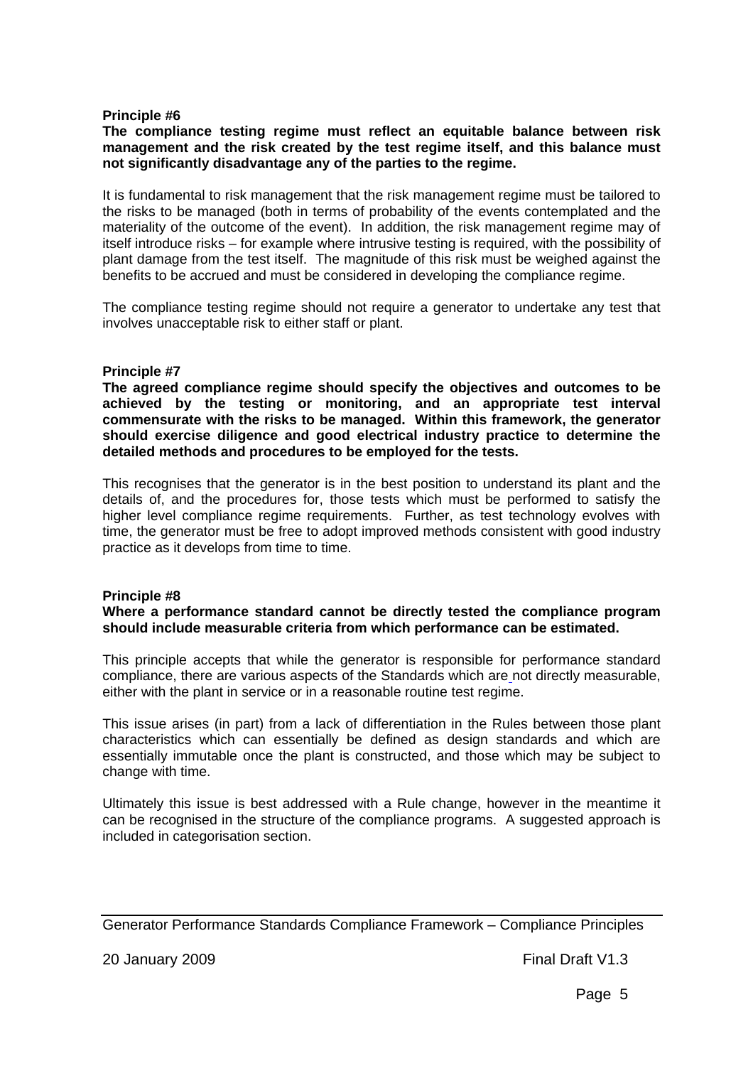**Principle #6**

**The compliance testing regime must reflect an equitable balance between risk management and the risk created by the test regime itself, and this balance must not significantly disadvantage any of the parties to the regime.**

It is fundamental to risk management that the risk management regime must be tailored to the risks to be managed (both in terms of probability of the events contemplated and the materiality of the outcome of the event). In addition, the risk management regime may of itself introduce risks – for example where intrusive testing is required, with the possibility of plant damage from the test itself. The magnitude of this risk must be weighed against the benefits to be accrued and must be considered in developing the compliance regime.

The compliance testing regime should not require a generator to undertake any test that involves unacceptable risk to either staff or plant.

**Principle #7**

**The agreed compliance regime should specify the objectives and outcomes to be achieved by the testing or monitoring, and an appropriate test interval commensurate with the risks to be managed. Within this framework, the generator should exercise diligence and good electrical industry practice to determine the detailed methods and procedures to be employed for the tests.**

This recognises that the generator is in the best position to understand its plant and the details of, and the procedures for, those tests which must be performed to satisfy the higher level compliance regime requirements. Further, as test technology evolves with time, the generator must be free to adopt improved methods consistent with good industry practice as it develops from time to time.

**Principle #8**

**Where a performance standard cannot be directly tested the compliance program should include measurable criteria from which performance can be estimated.**

This principle accepts that while the generator is responsible for performance standard compliance, there are various aspects of the Standards which are not directly measurable, either with the plant in service or in a reasonable routine test regime.

This issue arises (in part) from a lack of differentiation in the Rules between those plant characteristics which can essentially be defined as design standards and which are essentially immutable once the plant is constructed, and those which may be subject to change with time.

Ultimately this issue is best addressed with a Rule change, however in the meantime it can be recognised in the structure of the compliance programs. A suggested approach is included in categorisation section.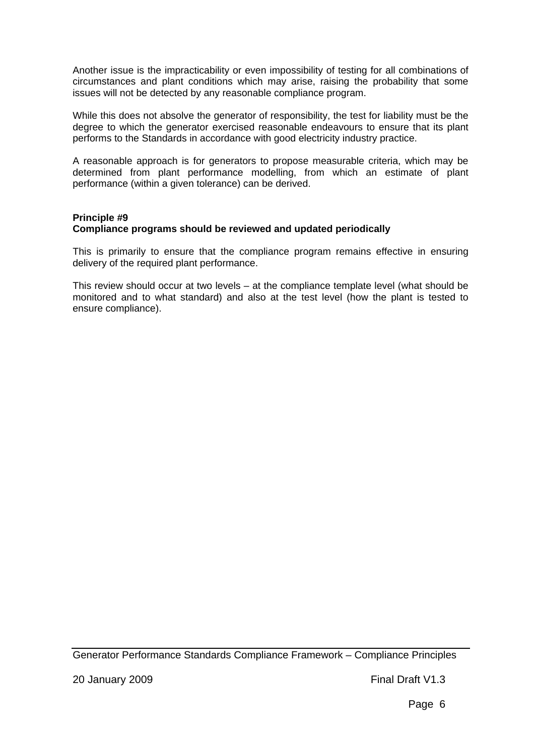Another issue is the impracticability or even impossibility of testing for all combinations of circumstances and plant conditions which may arise, raising the probability that some issues will not be detected by any reasonable compliance program.

While this does not absolve the generator of responsibility, the test for liability must be the degree to which the generator exercised reasonable endeavours to ensure that its plant performs to the Standards in accordance with good electricity industry practice.

A reasonable approach is for generators to propose measurable criteria, which may be determined from plant performance modelling, from which an estimate of plant performance (within a given tolerance) can be derived.

**Principle #9**
**Compliance programs should be reviewed and updated periodically**

This is primarily to ensure that the compliance program remains effective in ensuring delivery of the required plant performance.

This review should occur at two levels – at the compliance template level (what should be monitored and to what standard) and also at the test level (how the plant is tested to ensure compliance).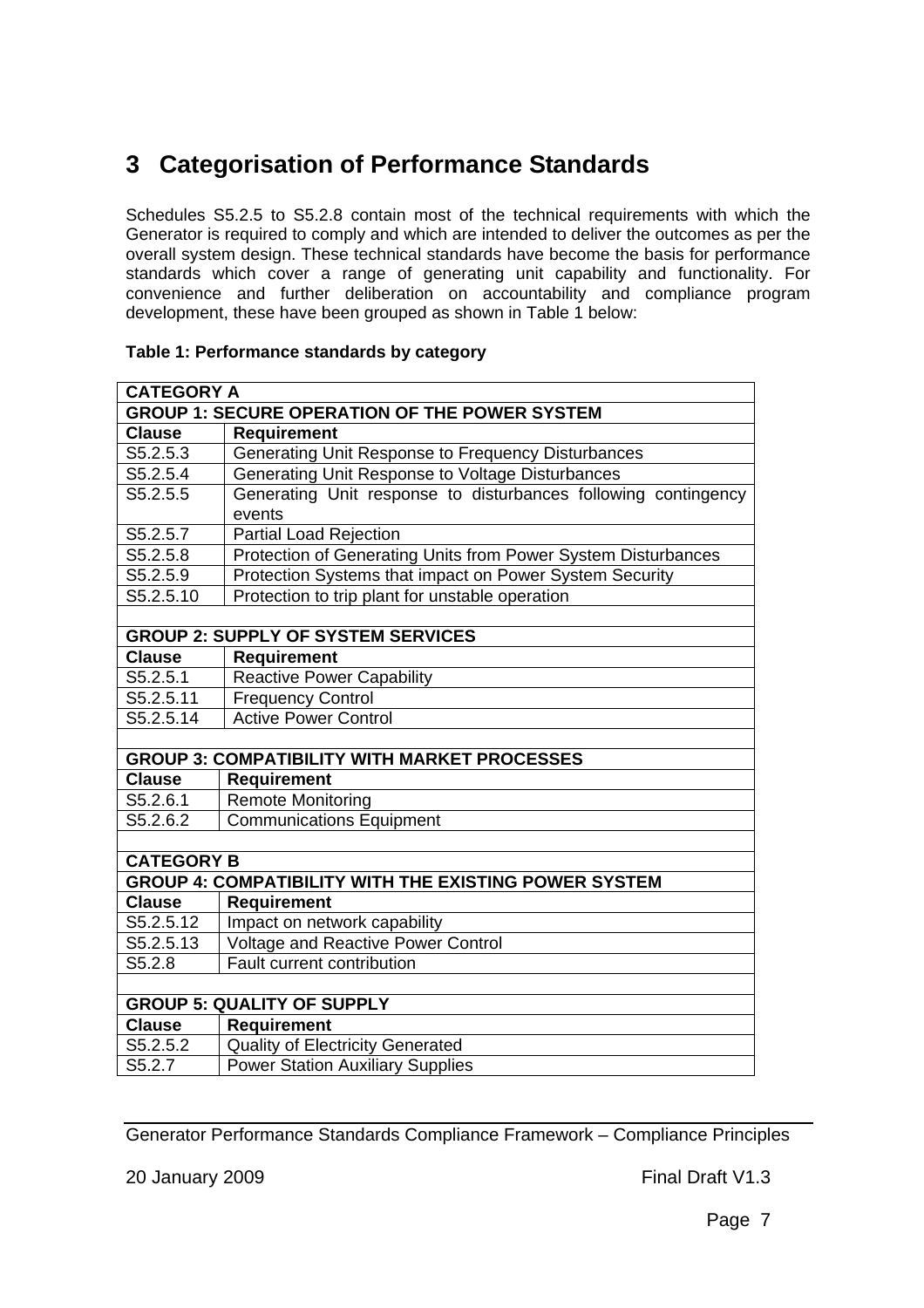# 3 Categorisation of Performance Standards

Schedules S5.2.5 to S5.2.8 contain most of the technical requirements with which the Generator is required to comply and which are intended to deliver the outcomes as per the overall system design. These technical standards have become the basis for performance standards which cover a range of generating unit capability and functionality. For convenience and further deliberation on accountability and compliance program development, these have been grouped as shown in Table 1 below:

**Table 1: Performance standards by category**

| **CATEGORY A** | |
|---|---|
| **GROUP 1: SECURE OPERATION OF THE POWER SYSTEM** | |
| **Clause** | **Requirement** |
| S5.2.5.3 | Generating Unit Response to Frequency Disturbances |
| S5.2.5.4 | Generating Unit Response to Voltage Disturbances |
| S5.2.5.5 | Generating Unit response to disturbances following contingency events |
| S5.2.5.7 | Partial Load Rejection |
| S5.2.5.8 | Protection of Generating Units from Power System Disturbances |
| S5.2.5.9 | Protection Systems that impact on Power System Security |
| S5.2.5.10 | Protection to trip plant for unstable operation |
| | |
| **GROUP 2: SUPPLY OF SYSTEM SERVICES** | |
| **Clause** | **Requirement** |
| S5.2.5.1 | Reactive Power Capability |
| S5.2.5.11 | Frequency Control |
| S5.2.5.14 | Active Power Control |
| | |
| **GROUP 3: COMPATIBILITY WITH MARKET PROCESSES** | |
| **Clause** | **Requirement** |
| S5.2.6.1 | Remote Monitoring |
| S5.2.6.2 | Communications Equipment |
| | |
| **CATEGORY B** | |
| **GROUP 4: COMPATIBILITY WITH THE EXISTING POWER SYSTEM** | |
| **Clause** | **Requirement** |
| S5.2.5.12 | Impact on network capability |
| S5.2.5.13 | Voltage and Reactive Power Control |
| S5.2.8 | Fault current contribution |
| | |
| **GROUP 5: QUALITY OF SUPPLY** | |
| **Clause** | **Requirement** |
| S5.2.5.2 | Quality of Electricity Generated |
| S5.2.7 | Power Station Auxiliary Supplies |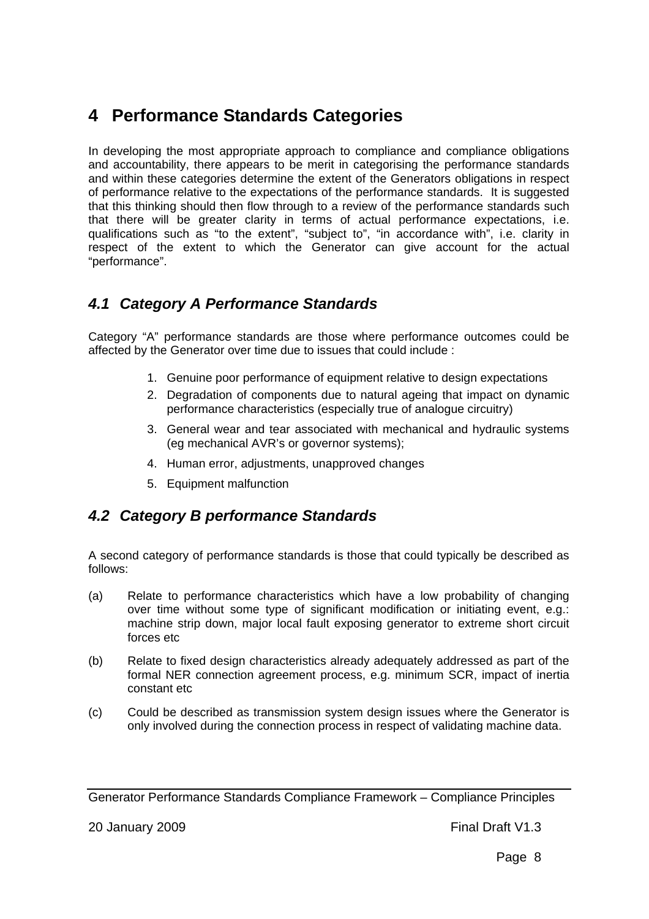# 4 Performance Standards Categories

In developing the most appropriate approach to compliance and compliance obligations and accountability, there appears to be merit in categorising the performance standards and within these categories determine the extent of the Generators obligations in respect of performance relative to the expectations of the performance standards. It is suggested that this thinking should then flow through to a review of the performance standards such that there will be greater clarity in terms of actual performance expectations, i.e. qualifications such as "to the extent", "subject to", "in accordance with", i.e. clarity in respect of the extent to which the Generator can give account for the actual "performance".

## *4.1 Category A Performance Standards*

Category "A" performance standards are those where performance outcomes could be affected by the Generator over time due to issues that could include :

1. Genuine poor performance of equipment relative to design expectations
2. Degradation of components due to natural ageing that impact on dynamic performance characteristics (especially true of analogue circuitry)
3. General wear and tear associated with mechanical and hydraulic systems (eg mechanical AVR's or governor systems);
4. Human error, adjustments, unapproved changes
5. Equipment malfunction

## *4.2 Category B performance Standards*

A second category of performance standards is those that could typically be described as follows:

(a) Relate to performance characteristics which have a low probability of changing over time without some type of significant modification or initiating event, e.g.: machine strip down, major local fault exposing generator to extreme short circuit forces etc

(b) Relate to fixed design characteristics already adequately addressed as part of the formal NER connection agreement process, e.g. minimum SCR, impact of inertia constant etc

(c) Could be described as transmission system design issues where the Generator is only involved during the connection process in respect of validating machine data.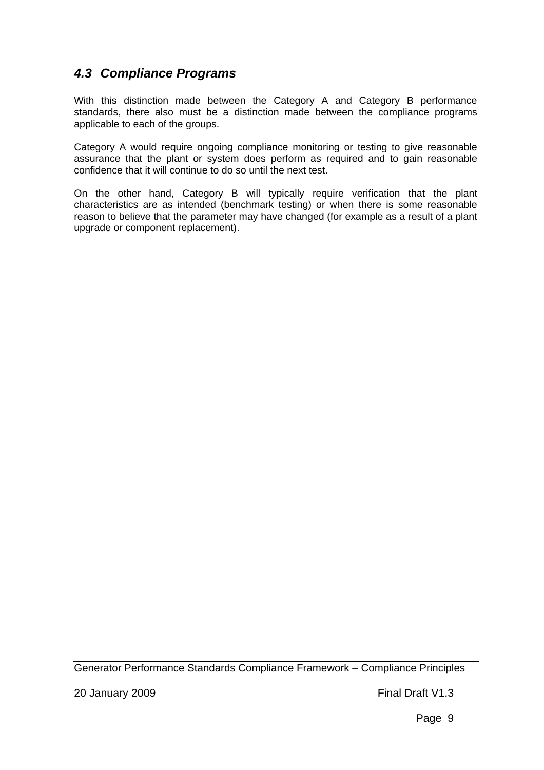### *4.3 Compliance Programs*

With this distinction made between the Category A and Category B performance standards, there also must be a distinction made between the compliance programs applicable to each of the groups.

Category A would require ongoing compliance monitoring or testing to give reasonable assurance that the plant or system does perform as required and to gain reasonable confidence that it will continue to do so until the next test.

On the other hand, Category B will typically require verification that the plant characteristics are as intended (benchmark testing) or when there is some reasonable reason to believe that the parameter may have changed (for example as a result of a plant upgrade or component replacement).